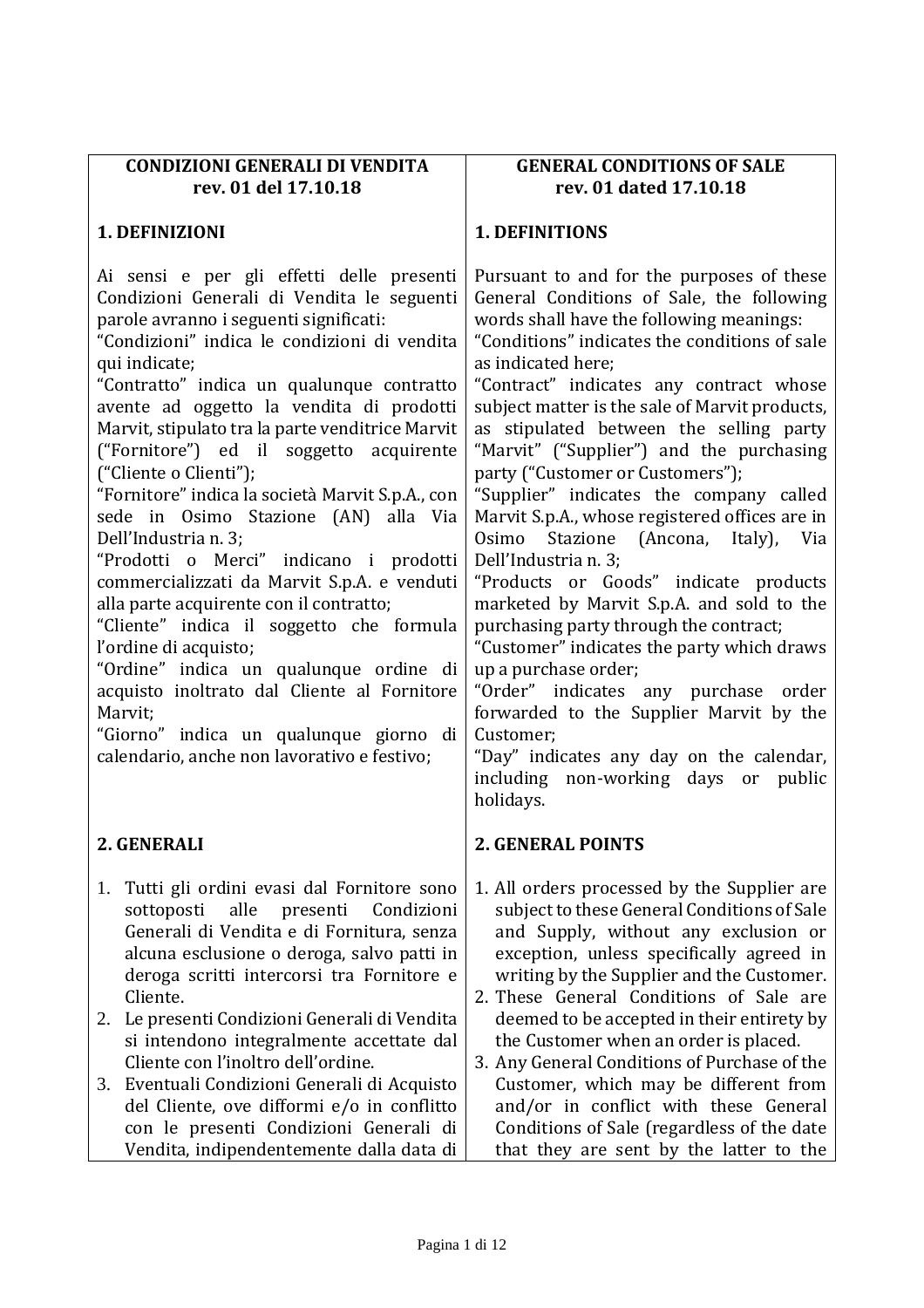| **CONDIZIONI GENERALI DI VENDITA rev. 01 del 17.10.18** | **GENERAL CONDITIONS OF SALE rev. 01 dated 17.10.18** |
| --- | --- |
| **1. DEFINIZIONI** | **1. DEFINITIONS** |
| Ai sensi e per gli effetti delle presenti Condizioni Generali di Vendita le seguenti parole avranno i seguenti significati:<br>"Condizioni" indica le condizioni di vendita qui indicate;<br>"Contratto" indica un qualunque contratto avente ad oggetto la vendita di prodotti Marvit, stipulato tra la parte venditrice Marvit ("Fornitore") ed il soggetto acquirente ("Cliente o Clienti");<br>"Fornitore" indica la società Marvit S.p.A., con sede in Osimo Stazione (AN) alla Via Dell'Industria n. 3;<br>"Prodotti o Merci" indicano i prodotti commercializzati da Marvit S.p.A. e venduti alla parte acquirente con il contratto;<br>"Cliente" indica il soggetto che formula l'ordine di acquisto;<br>"Ordine" indica un qualunque ordine di acquisto inoltrato dal Cliente al Fornitore Marvit;<br>"Giorno" indica un qualunque giorno di calendario, anche non lavorativo e festivo; | Pursuant to and for the purposes of these General Conditions of Sale, the following words shall have the following meanings:<br>"Conditions" indicates the conditions of sale as indicated here;<br>"Contract" indicates any contract whose subject matter is the sale of Marvit products, as stipulated between the selling party "Marvit" ("Supplier") and the purchasing party ("Customer or Customers");<br>"Supplier" indicates the company called Marvit S.p.A., whose registered offices are in Osimo Stazione (Ancona, Italy), Via Dell'Industria n. 3;<br>"Products or Goods" indicate products marketed by Marvit S.p.A. and sold to the purchasing party through the contract;<br>"Customer" indicates the party which draws up a purchase order;<br>"Order" indicates any purchase order forwarded to the Supplier Marvit by the Customer;<br>"Day" indicates any day on the calendar, including non-working days or public holidays. |
| **2. GENERALI** | **2. GENERAL POINTS** |
| 1. Tutti gli ordini evasi dal Fornitore sono sottoposti alle presenti Condizioni Generali di Vendita e di Fornitura, senza alcuna esclusione o deroga, salvo patti in deroga scritti intercorsi tra Fornitore e Cliente.<br>2. Le presenti Condizioni Generali di Vendita si intendono integralmente accettate dal Cliente con l'inoltro dell'ordine.<br>3. Eventuali Condizioni Generali di Acquisto del Cliente, ove difformi e/o in conflitto con le presenti Condizioni Generali di Vendita, indipendentemente dalla data di | 1. All orders processed by the Supplier are subject to these General Conditions of Sale and Supply, without any exclusion or exception, unless specifically agreed in writing by the Supplier and the Customer.<br>2. These General Conditions of Sale are deemed to be accepted in their entirety by the Customer when an order is placed.<br>3. Any General Conditions of Purchase of the Customer, which may be different from and/or in conflict with these General Conditions of Sale (regardless of the date that they are sent by the latter to the |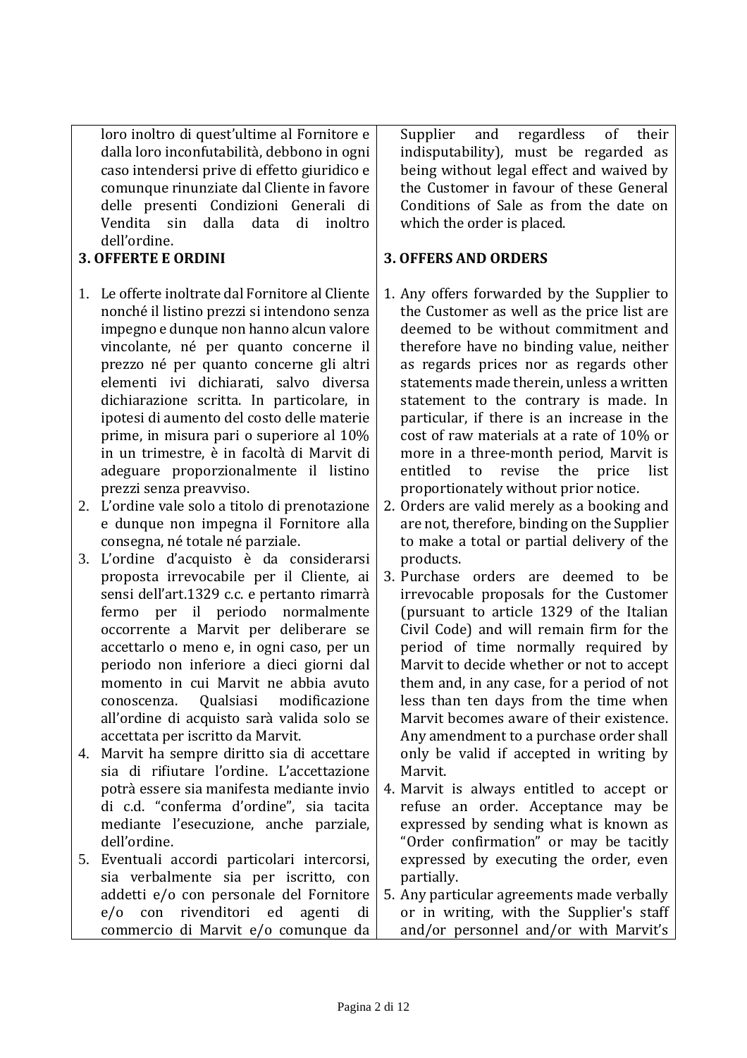loro inoltro di quest'ultime al Fornitore e dalla loro inconfutabilità, debbono in ogni caso intendersi prive di effetto giuridico e comunque rinunziate dal Cliente in favore delle presenti Condizioni Generali di Vendita sin dalla data di inoltro dell'ordine.

### 3. OFFERTE E ORDINI

1. Le offerte inoltrate dal Fornitore al Cliente nonché il listino prezzi si intendono senza impegno e dunque non hanno alcun valore vincolante, né per quanto concerne il prezzo né per quanto concerne gli altri elementi ivi dichiarati, salvo diversa dichiarazione scritta. In particolare, in ipotesi di aumento del costo delle materie prime, in misura pari o superiore al 10% in un trimestre, è in facoltà di Marvit di adeguare proporzionalmente il listino prezzi senza preavviso.
2. L'ordine vale solo a titolo di prenotazione e dunque non impegna il Fornitore alla consegna, né totale né parziale.
3. L'ordine d'acquisto è da considerarsi proposta irrevocabile per il Cliente, ai sensi dell'art.1329 c.c. e pertanto rimarrà fermo per il periodo normalmente occorrente a Marvit per deliberare se accettarlo o meno e, in ogni caso, per un periodo non inferiore a dieci giorni dal momento in cui Marvit ne abbia avuto conoscenza. Qualsiasi modificazione all'ordine di acquisto sarà valida solo se accettata per iscritto da Marvit.
4. Marvit ha sempre diritto sia di accettare sia di rifiutare l'ordine. L'accettazione potrà essere sia manifesta mediante invio di c.d. "conferma d'ordine", sia tacita mediante l'esecuzione, anche parziale, dell'ordine.
5. Eventuali accordi particolari intercorsi, sia verbalmente sia per iscritto, con addetti e/o con personale del Fornitore e/o con rivenditori ed agenti di commercio di Marvit e/o comunque da

Supplier and regardless of their indisputability), must be regarded as being without legal effect and waived by the Customer in favour of these General Conditions of Sale as from the date on which the order is placed.

### 3. OFFERS AND ORDERS

1. Any offers forwarded by the Supplier to the Customer as well as the price list are deemed to be without commitment and therefore have no binding value, neither as regards prices nor as regards other statements made therein, unless a written statement to the contrary is made. In particular, if there is an increase in the cost of raw materials at a rate of 10% or more in a three-month period, Marvit is entitled to revise the price list proportionately without prior notice.
2. Orders are valid merely as a booking and are not, therefore, binding on the Supplier to make a total or partial delivery of the products.
3. Purchase orders are deemed to be irrevocable proposals for the Customer (pursuant to article 1329 of the Italian Civil Code) and will remain firm for the period of time normally required by Marvit to decide whether or not to accept them and, in any case, for a period of not less than ten days from the time when Marvit becomes aware of their existence. Any amendment to a purchase order shall only be valid if accepted in writing by Marvit.
4. Marvit is always entitled to accept or refuse an order. Acceptance may be expressed by sending what is known as "Order confirmation" or may be tacitly expressed by executing the order, even partially.
5. Any particular agreements made verbally or in writing, with the Supplier's staff and/or personnel and/or with Marvit's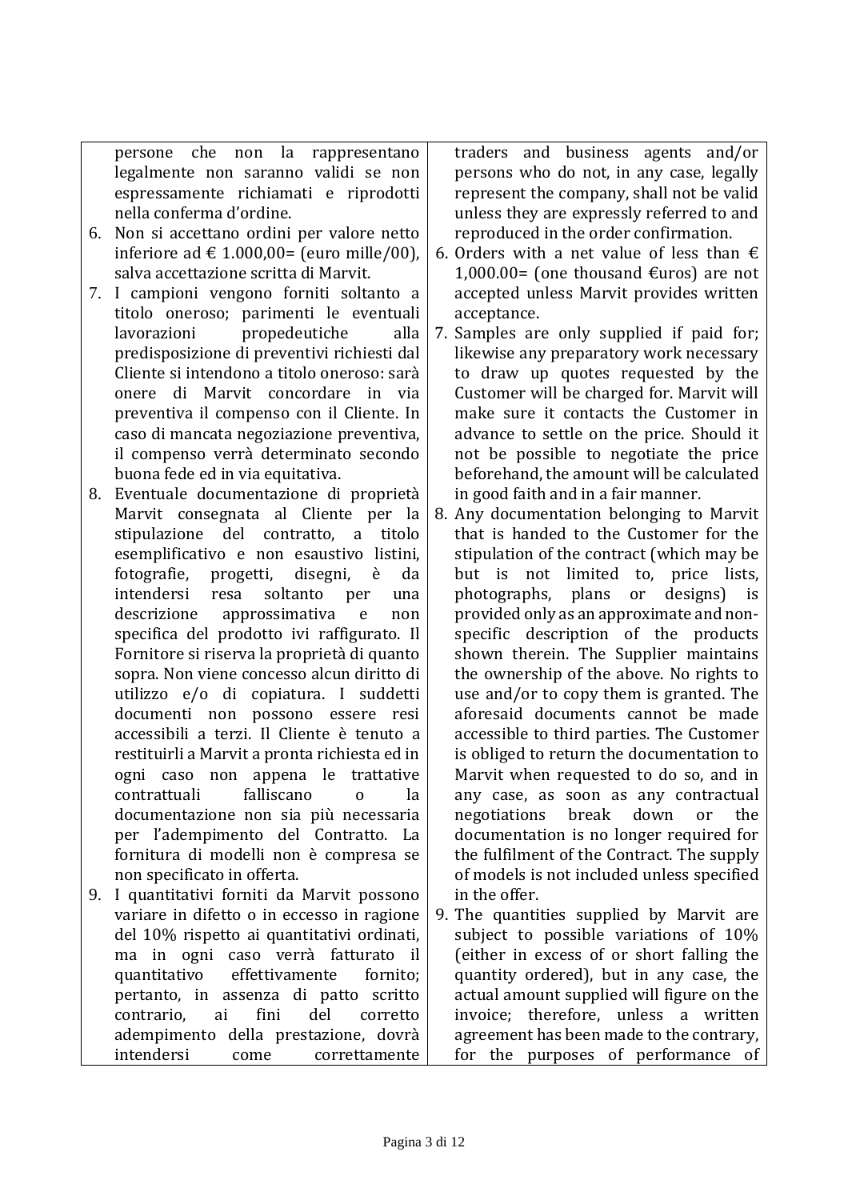| | |
|---|---|
| persone che non la rappresentano legalmente non saranno validi se non espressamente richiamati e riprodotti nella conferma d'ordine. | traders and business agents and/or persons who do not, in any case, legally represent the company, shall not be valid unless they are expressly referred to and reproduced in the order confirmation. |
| 6. Non si accettano ordini per valore netto inferiore ad € 1.000,00= (euro mille/00), salva accettazione scritta di Marvit. | 6. Orders with a net value of less than € 1,000.00= (one thousand €uros) are not accepted unless Marvit provides written acceptance. |
| 7. I campioni vengono forniti soltanto a titolo oneroso; parimenti le eventuali lavorazioni propedeutiche alla predisposizione di preventivi richiesti dal Cliente si intendono a titolo oneroso: sarà onere di Marvit concordare in via preventiva il compenso con il Cliente. In caso di mancata negoziazione preventiva, il compenso verrà determinato secondo buona fede ed in via equitativa. | 7. Samples are only supplied if paid for; likewise any preparatory work necessary to draw up quotes requested by the Customer will be charged for. Marvit will make sure it contacts the Customer in advance to settle on the price. Should it not be possible to negotiate the price beforehand, the amount will be calculated in good faith and in a fair manner. |
| 8. Eventuale documentazione di proprietà Marvit consegnata al Cliente per la stipulazione del contratto, a titolo esemplificativo e non esaustivo listini, fotografie, progetti, disegni, è da intendersi resa soltanto per una descrizione approssimativa e non specifica del prodotto ivi raffigurato. Il Fornitore si riserva la proprietà di quanto sopra. Non viene concesso alcun diritto di utilizzo e/o di copiatura. I suddetti documenti non possono essere resi accessibili a terzi. Il Cliente è tenuto a restituirli a Marvit a pronta richiesta ed in ogni caso non appena le trattative contrattuali falliscano o la documentazione non sia più necessaria per l'adempimento del Contratto. La fornitura di modelli non è compresa se non specificato in offerta. | 8. Any documentation belonging to Marvit that is handed to the Customer for the stipulation of the contract (which may be but is not limited to, price lists, photographs, plans or designs) is provided only as an approximate and non-specific description of the products shown therein. The Supplier maintains the ownership of the above. No rights to use and/or to copy them is granted. The aforesaid documents cannot be made accessible to third parties. The Customer is obliged to return the documentation to Marvit when requested to do so, and in any case, as soon as any contractual negotiations break down or the documentation is no longer required for the fulfilment of the Contract. The supply of models is not included unless specified in the offer. |
| 9. I quantitativi forniti da Marvit possono variare in difetto o in eccesso in ragione del 10% rispetto ai quantitativi ordinati, ma in ogni caso verrà fatturato il quantitativo effettivamente fornito; pertanto, in assenza di patto scritto contrario, ai fini del corretto adempimento della prestazione, dovrà intendersi come correttamente | 9. The quantities supplied by Marvit are subject to possible variations of 10% (either in excess of or short falling the quantity ordered), but in any case, the actual amount supplied will figure on the invoice; therefore, unless a written agreement has been made to the contrary, for the purposes of performance of |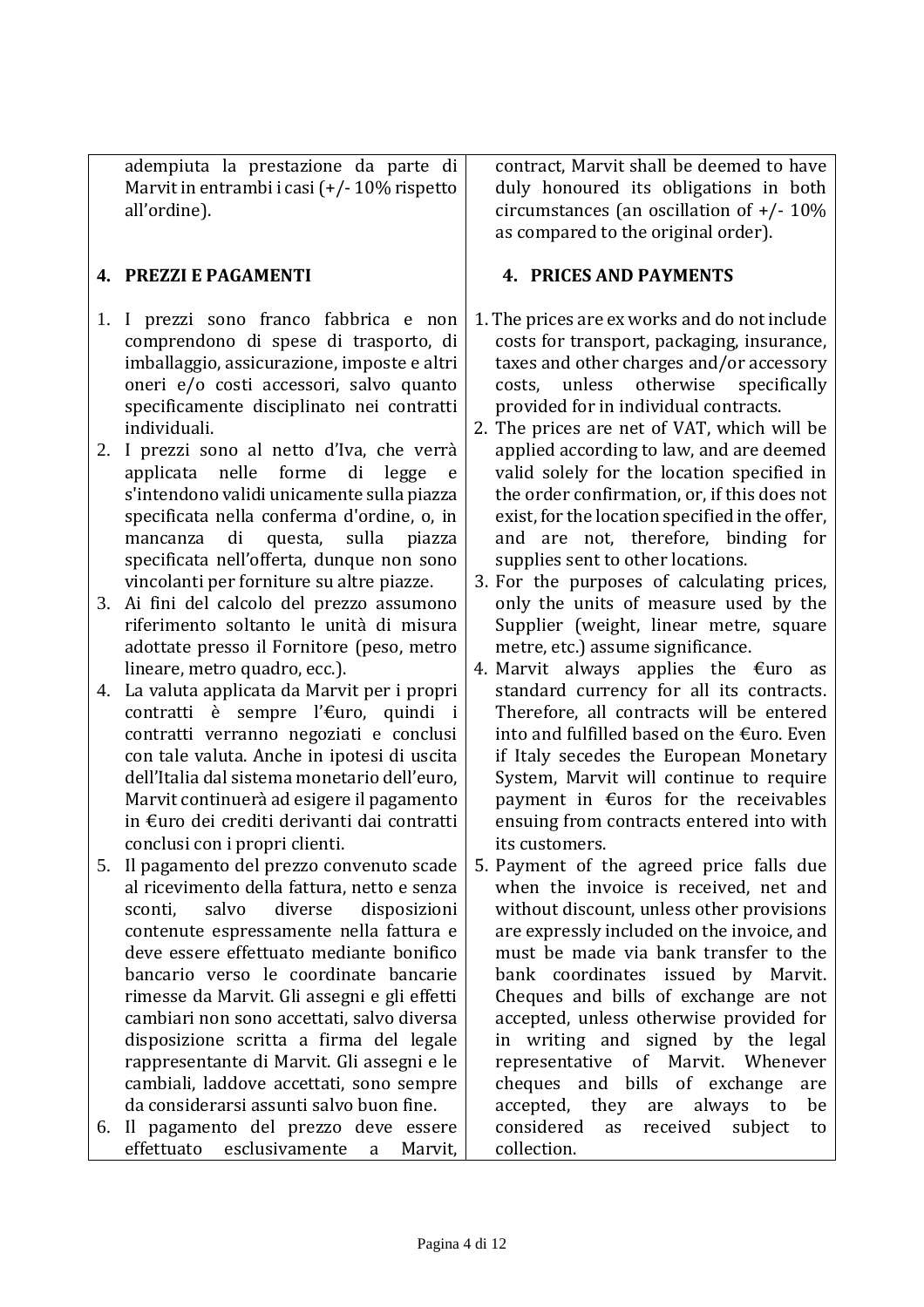| | |
|---|---|
| adempiuta la prestazione da parte di Marvit in entrambi i casi (+/- 10% rispetto all'ordine). | contract, Marvit shall be deemed to have duly honoured its obligations in both circumstances (an oscillation of +/- 10% as compared to the original order). |
| **4. PREZZI E PAGAMENTI** | **4. PRICES AND PAYMENTS** |
| 1. I prezzi sono franco fabbrica e non comprendono di spese di trasporto, di imballaggio, assicurazione, imposte e altri oneri e/o costi accessori, salvo quanto specificamente disciplinato nei contratti individuali. | 1. The prices are ex works and do not include costs for transport, packaging, insurance, taxes and other charges and/or accessory costs, unless otherwise specifically provided for in individual contracts. |
| 2. I prezzi sono al netto d'Iva, che verrà applicata nelle forme di legge e s'intendono validi unicamente sulla piazza specificata nella conferma d'ordine, o, in mancanza di questa, sulla piazza specificata nell'offerta, dunque non sono vincolanti per forniture su altre piazze. | 2. The prices are net of VAT, which will be applied according to law, and are deemed valid solely for the location specified in the order confirmation, or, if this does not exist, for the location specified in the offer, and are not, therefore, binding for supplies sent to other locations. |
| 3. Ai fini del calcolo del prezzo assumono riferimento soltanto le unità di misura adottate presso il Fornitore (peso, metro lineare, metro quadro, ecc.). | 3. For the purposes of calculating prices, only the units of measure used by the Supplier (weight, linear metre, square metre, etc.) assume significance. |
| 4. La valuta applicata da Marvit per i propri contratti è sempre l'€uro, quindi i contratti verranno negoziati e conclusi con tale valuta. Anche in ipotesi di uscita dell'Italia dal sistema monetario dell'euro, Marvit continuerà ad esigere il pagamento in €uro dei crediti derivanti dai contratti conclusi con i propri clienti. | 4. Marvit always applies the €uro as standard currency for all its contracts. Therefore, all contracts will be entered into and fulfilled based on the €uro. Even if Italy secedes the European Monetary System, Marvit will continue to require payment in €uros for the receivables ensuing from contracts entered into with its customers. |
| 5. Il pagamento del prezzo convenuto scade al ricevimento della fattura, netto e senza sconti, salvo diverse disposizioni contenute espressamente nella fattura e deve essere effettuato mediante bonifico bancario verso le coordinate bancarie rimesse da Marvit. Gli assegni e gli effetti cambiari non sono accettati, salvo diversa disposizione scritta a firma del legale rappresentante di Marvit. Gli assegni e le cambiali, laddove accettati, sono sempre da considerarsi assunti salvo buon fine. | 5. Payment of the agreed price falls due when the invoice is received, net and without discount, unless other provisions are expressly included on the invoice, and must be made via bank transfer to the bank coordinates issued by Marvit. Cheques and bills of exchange are not accepted, unless otherwise provided for in writing and signed by the legal representative of Marvit. Whenever cheques and bills of exchange are accepted, they are always to be considered as received subject to collection. |
| 6. Il pagamento del prezzo deve essere effettuato esclusivamente a Marvit, | |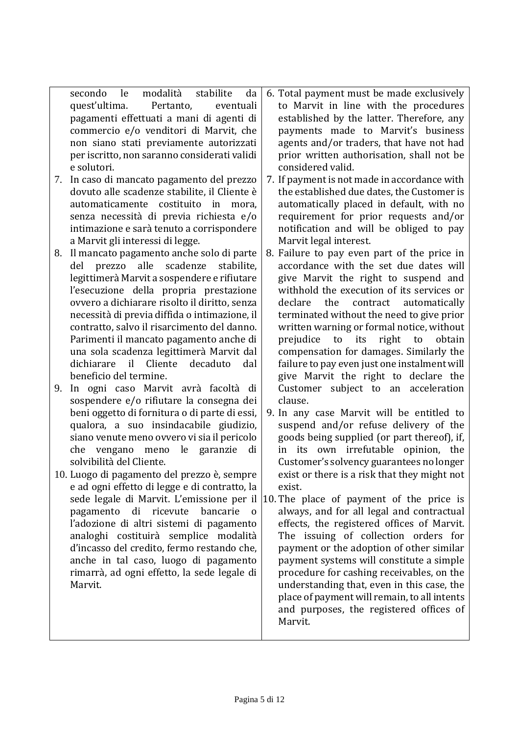| | |
|---|---|
| secondo le modalità stabilite da quest'ultima. Pertanto, eventuali pagamenti effettuati a mani di agenti di commercio e/o venditori di Marvit, che non siano stati previamente autorizzati per iscritto, non saranno considerati validi e solutori.<br>7. In caso di mancato pagamento del prezzo dovuto alle scadenze stabilite, il Cliente è automaticamente costituito in mora, senza necessità di previa richiesta e/o intimazione e sarà tenuto a corrispondere a Marvit gli interessi di legge.<br>8. Il mancato pagamento anche solo di parte del prezzo alle scadenze stabilite, legittimerà Marvit a sospendere e rifiutare l'esecuzione della propria prestazione ovvero a dichiarare risolto il diritto, senza necessità di previa diffida o intimazione, il contratto, salvo il risarcimento del danno. Parimenti il mancato pagamento anche di una sola scadenza legittimerà Marvit dal dichiarare il Cliente decaduto dal beneficio del termine.<br>9. In ogni caso Marvit avrà facoltà di sospendere e/o rifiutare la consegna dei beni oggetto di fornitura o di parte di essi, qualora, a suo insindacabile giudizio, siano venute meno ovvero vi sia il pericolo che vengano meno le garanzie di solvibilità del Cliente.<br>10. Luogo di pagamento del prezzo è, sempre e ad ogni effetto di legge e di contratto, la sede legale di Marvit. L'emissione per il pagamento di ricevute bancarie o l'adozione di altri sistemi di pagamento analoghi costituirà semplice modalità d'incasso del credito, fermo restando che, anche in tal caso, luogo di pagamento rimarrà, ad ogni effetto, la sede legale di Marvit. | 6. Total payment must be made exclusively to Marvit in line with the procedures established by the latter. Therefore, any payments made to Marvit's business agents and/or traders, that have not had prior written authorisation, shall not be considered valid.<br>7. If payment is not made in accordance with the established due dates, the Customer is automatically placed in default, with no requirement for prior requests and/or notification and will be obliged to pay Marvit legal interest.<br>8. Failure to pay even part of the price in accordance with the set due dates will give Marvit the right to suspend and withhold the execution of its services or declare the contract automatically terminated without the need to give prior written warning or formal notice, without prejudice to its right to obtain compensation for damages. Similarly the failure to pay even just one instalment will give Marvit the right to declare the Customer subject to an acceleration clause.<br>9. In any case Marvit will be entitled to suspend and/or refuse delivery of the goods being supplied (or part thereof), if, in its own irrefutable opinion, the Customer's solvency guarantees no longer exist or there is a risk that they might not exist.<br>10. The place of payment of the price is always, and for all legal and contractual effects, the registered offices of Marvit. The issuing of collection orders for payment or the adoption of other similar payment systems will constitute a simple procedure for cashing receivables, on the understanding that, even in this case, the place of payment will remain, to all intents and purposes, the registered offices of Marvit. |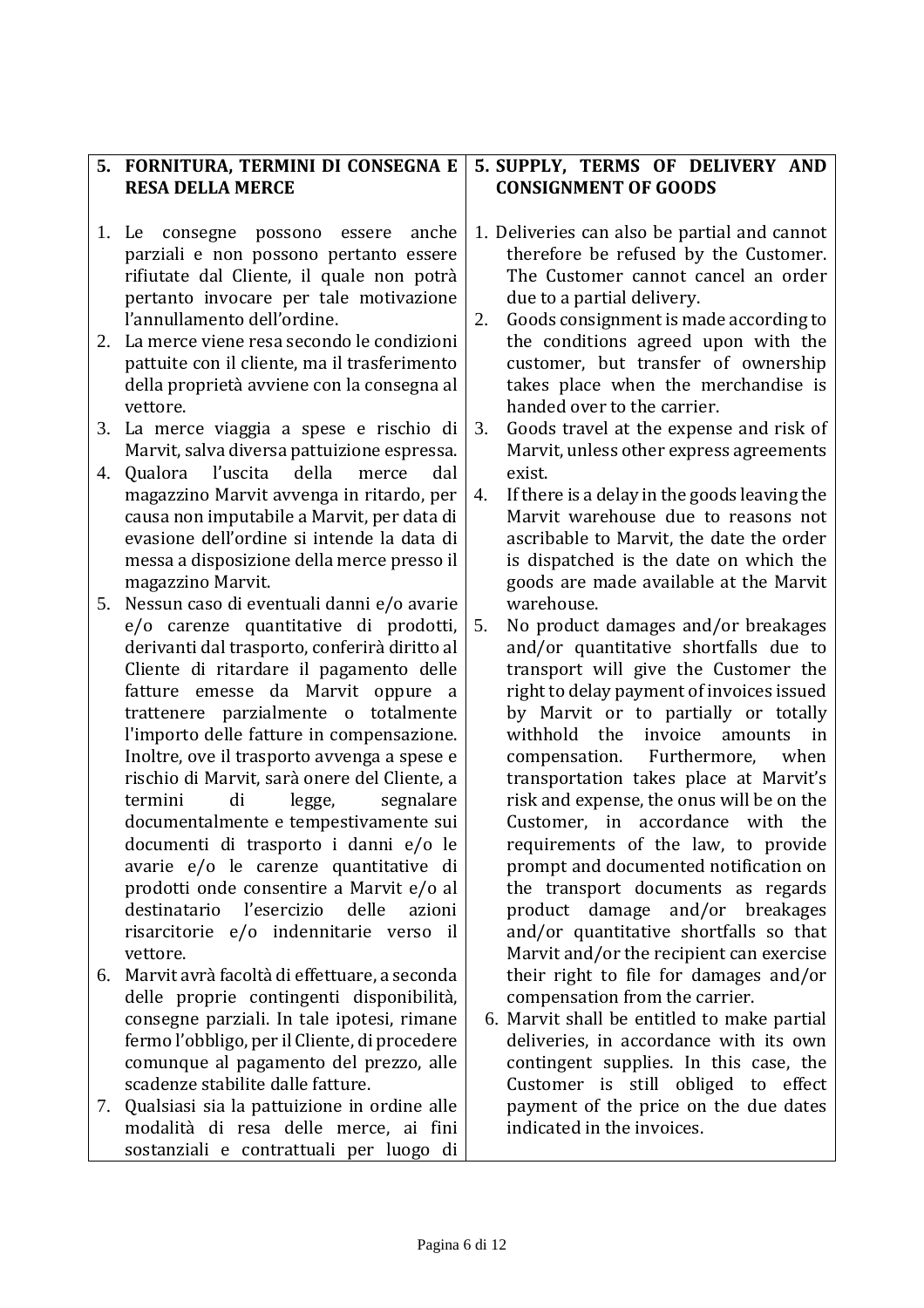| 5. FORNITURA, TERMINI DI CONSEGNA E RESA DELLA MERCE | 5. SUPPLY, TERMS OF DELIVERY AND CONSIGNMENT OF GOODS |
|---|---|
| 1. Le consegne possono essere anche parziali e non possono pertanto essere rifiutate dal Cliente, il quale non potrà pertanto invocare per tale motivazione l'annullamento dell'ordine.<br>2. La merce viene resa secondo le condizioni pattuite con il cliente, ma il trasferimento della proprietà avviene con la consegna al vettore.<br>3. La merce viaggia a spese e rischio di Marvit, salva diversa pattuizione espressa.<br>4. Qualora l'uscita della merce dal magazzino Marvit avvenga in ritardo, per causa non imputabile a Marvit, per data di evasione dell'ordine si intende la data di messa a disposizione della merce presso il magazzino Marvit.<br>5. Nessun caso di eventuali danni e/o avarie e/o carenze quantitative di prodotti, derivanti dal trasporto, conferirà diritto al Cliente di ritardare il pagamento delle fatture emesse da Marvit oppure a trattenere parzialmente o totalmente l'importo delle fatture in compensazione. Inoltre, ove il trasporto avvenga a spese e rischio di Marvit, sarà onere del Cliente, a termini di legge, segnalare documentalmente e tempestivamente sui documenti di trasporto i danni e/o le avarie e/o le carenze quantitative di prodotti onde consentire a Marvit e/o al destinatario l'esercizio delle azioni risarcitorie e/o indennitarie verso il vettore.<br>6. Marvit avrà facoltà di effettuare, a seconda delle proprie contingenti disponibilità, consegne parziali. In tale ipotesi, rimane fermo l'obbligo, per il Cliente, di procedere comunque al pagamento del prezzo, alle scadenze stabilite dalle fatture.<br>7. Qualsiasi sia la pattuizione in ordine alle modalità di resa delle merce, ai fini sostanziali e contrattuali per luogo di | 1. Deliveries can also be partial and cannot therefore be refused by the Customer. The Customer cannot cancel an order due to a partial delivery.<br>2. Goods consignment is made according to the conditions agreed upon with the customer, but transfer of ownership takes place when the merchandise is handed over to the carrier.<br>3. Goods travel at the expense and risk of Marvit, unless other express agreements exist.<br>4. If there is a delay in the goods leaving the Marvit warehouse due to reasons not ascribable to Marvit, the date the order is dispatched is the date on which the goods are made available at the Marvit warehouse.<br>5. No product damages and/or breakages and/or quantitative shortfalls due to transport will give the Customer the right to delay payment of invoices issued by Marvit or to partially or totally withhold the invoice amounts in compensation. Furthermore, when transportation takes place at Marvit's risk and expense, the onus will be on the Customer, in accordance with the requirements of the law, to provide prompt and documented notification on the transport documents as regards product damage and/or breakages and/or quantitative shortfalls so that Marvit and/or the recipient can exercise their right to file for damages and/or compensation from the carrier.<br>6. Marvit shall be entitled to make partial deliveries, in accordance with its own contingent supplies. In this case, the Customer is still obliged to effect payment of the price on the due dates indicated in the invoices. |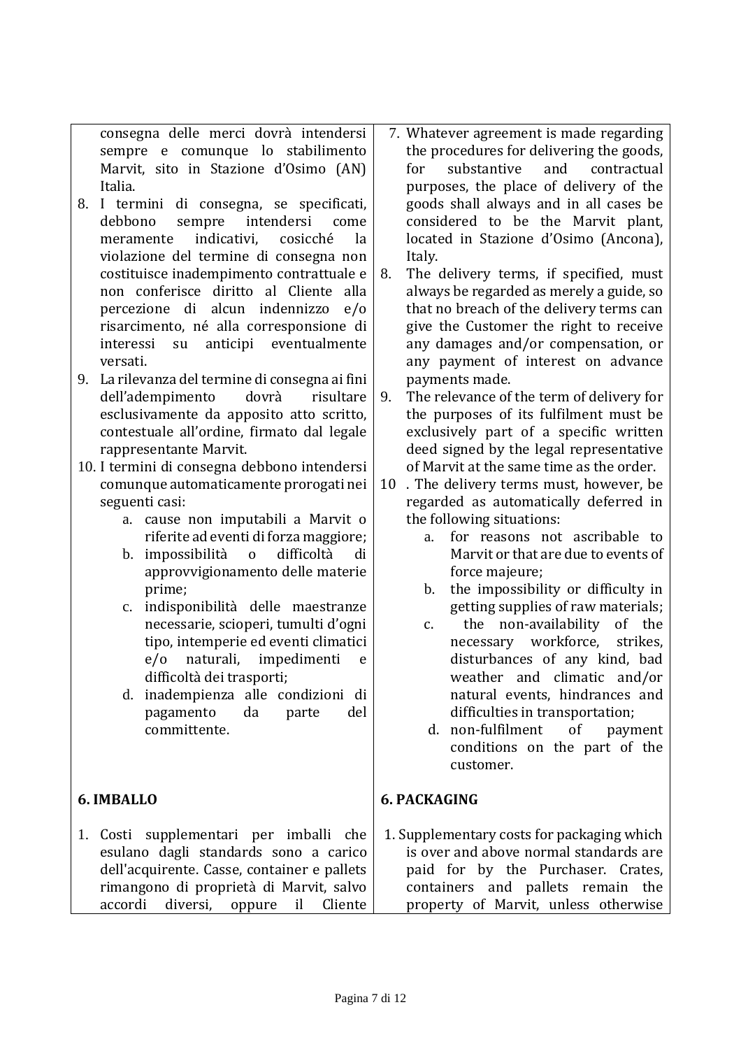| | |
|---|---|
| consegna delle merci dovrà intendersi sempre e comunque lo stabilimento Marvit, sito in Stazione d'Osimo (AN) Italia. | 7. Whatever agreement is made regarding the procedures for delivering the goods, for substantive and contractual purposes, the place of delivery of the goods shall always and in all cases be considered to be the Marvit plant, located in Stazione d'Osimo (Ancona), Italy. |
| 8. I termini di consegna, se specificati, debbono sempre intendersi come meramente indicativi, cosicché la violazione del termine di consegna non costituisce inadempimento contrattuale e non conferisce diritto al Cliente alla percezione di alcun indennizzo e/o risarcimento, né alla corresponsione di interessi su anticipi eventualmente versati. | 8. The delivery terms, if specified, must always be regarded as merely a guide, so that no breach of the delivery terms can give the Customer the right to receive any damages and/or compensation, or any payment of interest on advance payments made. |
| 9. La rilevanza del termine di consegna ai fini dell'adempimento dovrà risultare esclusivamente da apposito atto scritto, contestuale all'ordine, firmato dal legale rappresentante Marvit. | 9. The relevance of the term of delivery for the purposes of its fulfilment must be exclusively part of a specific written deed signed by the legal representative of Marvit at the same time as the order. |
| 10. I termini di consegna debbono intendersi comunque automaticamente prorogati nei seguenti casi:<br>a. cause non imputabili a Marvit o riferite ad eventi di forza maggiore;<br>b. impossibilità o difficoltà di approvvigionamento delle materie prime;<br>c. indisponibilità delle maestranze necessarie, scioperi, tumulti d'ogni tipo, intemperie ed eventi climatici e/o naturali, impedimenti e difficoltà dei trasporti;<br>d. inadempienza alle condizioni di pagamento da parte del committente. | 10 . The delivery terms must, however, be regarded as automatically deferred in the following situations:<br>a. for reasons not ascribable to Marvit or that are due to events of force majeure;<br>b. the impossibility or difficulty in getting supplies of raw materials;<br>c. the non-availability of the necessary workforce, strikes, disturbances of any kind, bad weather and climatic and/or natural events, hindrances and difficulties in transportation;<br>d. non-fulfilment of payment conditions on the part of the customer. |
| **6. IMBALLO** | **6. PACKAGING** |
| 1. Costi supplementari per imballi che esulano dagli standards sono a carico dell'acquirente. Casse, container e pallets rimangono di proprietà di Marvit, salvo accordi diversi, oppure il Cliente | 1. Supplementary costs for packaging which is over and above normal standards are paid for by the Purchaser. Crates, containers and pallets remain the property of Marvit, unless otherwise |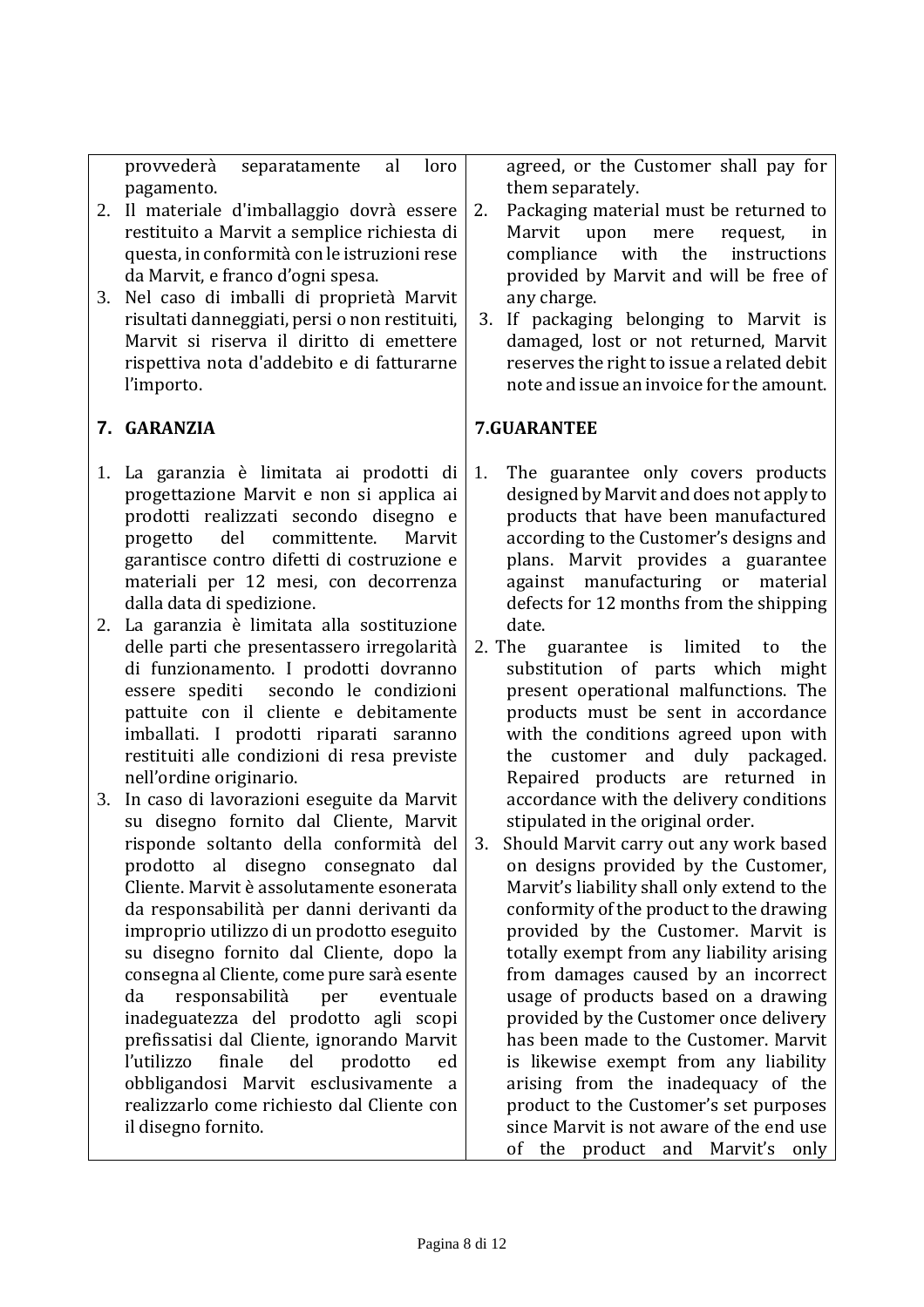provvederà separatamente al loro pagamento.

2. Il materiale d'imballaggio dovrà essere restituito a Marvit a semplice richiesta di questa, in conformità con le istruzioni rese da Marvit, e franco d'ogni spesa.
3. Nel caso di imballi di proprietà Marvit risultati danneggiati, persi o non restituiti, Marvit si riserva il diritto di emettere rispettiva nota d'addebito e di fatturarne l'importo.

## 7. GARANZIA

1. La garanzia è limitata ai prodotti di progettazione Marvit e non si applica ai prodotti realizzati secondo disegno e progetto del committente. Marvit garantisce contro difetti di costruzione e materiali per 12 mesi, con decorrenza dalla data di spedizione.
2. La garanzia è limitata alla sostituzione delle parti che presentassero irregolarità di funzionamento. I prodotti dovranno essere spediti secondo le condizioni pattuite con il cliente e debitamente imballati. I prodotti riparati saranno restituiti alle condizioni di resa previste nell'ordine originario.
3. In caso di lavorazioni eseguite da Marvit su disegno fornito dal Cliente, Marvit risponde soltanto della conformità del prodotto al disegno consegnato dal Cliente. Marvit è assolutamente esonerata da responsabilità per danni derivanti da improprio utilizzo di un prodotto eseguito su disegno fornito dal Cliente, dopo la consegna al Cliente, come pure sarà esente da responsabilità per eventuale inadeguatezza del prodotto agli scopi prefissatisi dal Cliente, ignorando Marvit l'utilizzo finale del prodotto ed obbligandosi Marvit esclusivamente a realizzarlo come richiesto dal Cliente con il disegno fornito.

agreed, or the Customer shall pay for them separately.

2. Packaging material must be returned to Marvit upon mere request, in compliance with the instructions provided by Marvit and will be free of any charge.
3. If packaging belonging to Marvit is damaged, lost or not returned, Marvit reserves the right to issue a related debit note and issue an invoice for the amount.

## 7.GUARANTEE

1. The guarantee only covers products designed by Marvit and does not apply to products that have been manufactured according to the Customer's designs and plans. Marvit provides a guarantee against manufacturing or material defects for 12 months from the shipping date.
2. The guarantee is limited to the substitution of parts which might present operational malfunctions. The products must be sent in accordance with the conditions agreed upon with the customer and duly packaged. Repaired products are returned in accordance with the delivery conditions stipulated in the original order.
3. Should Marvit carry out any work based on designs provided by the Customer, Marvit's liability shall only extend to the conformity of the product to the drawing provided by the Customer. Marvit is totally exempt from any liability arising from damages caused by an incorrect usage of products based on a drawing provided by the Customer once delivery has been made to the Customer. Marvit is likewise exempt from any liability arising from the inadequacy of the product to the Customer's set purposes since Marvit is not aware of the end use of the product and Marvit's only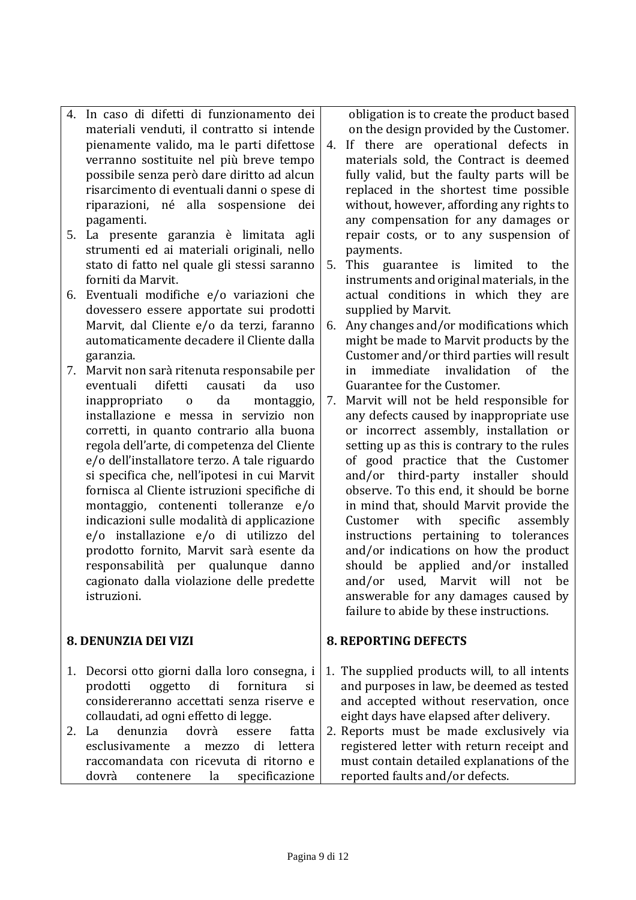| | |
|---|---|
| 4. In caso di difetti di funzionamento dei materiali venduti, il contratto si intende pienamente valido, ma le parti difettose verranno sostituite nel più breve tempo possibile senza però dare diritto ad alcun risarcimento di eventuali danni o spese di riparazioni, né alla sospensione dei pagamenti.<br>5. La presente garanzia è limitata agli strumenti ed ai materiali originali, nello stato di fatto nel quale gli stessi saranno forniti da Marvit.<br>6. Eventuali modifiche e/o variazioni che dovessero essere apportate sui prodotti Marvit, dal Cliente e/o da terzi, faranno automaticamente decadere il Cliente dalla garanzia.<br>7. Marvit non sarà ritenuta responsabile per eventuali difetti causati da uso inappropriato o da montaggio, installazione e messa in servizio non corretti, in quanto contrario alla buona regola dell'arte, di competenza del Cliente e/o dell'installatore terzo. A tale riguardo si specifica che, nell'ipotesi in cui Marvit fornisca al Cliente istruzioni specifiche di montaggio, contenenti tolleranze e/o indicazioni sulle modalità di applicazione e/o installazione e/o di utilizzo del prodotto fornito, Marvit sarà esente da responsabilità per qualunque danno cagionato dalla violazione delle predette istruzioni. | obligation is to create the product based on the design provided by the Customer.<br>4. If there are operational defects in materials sold, the Contract is deemed fully valid, but the faulty parts will be replaced in the shortest time possible without, however, affording any rights to any compensation for any damages or repair costs, or to any suspension of payments.<br>5. This guarantee is limited to the instruments and original materials, in the actual conditions in which they are supplied by Marvit.<br>6. Any changes and/or modifications which might be made to Marvit products by the Customer and/or third parties will result in immediate invalidation of the Guarantee for the Customer.<br>7. Marvit will not be held responsible for any defects caused by inappropriate use or incorrect assembly, installation or setting up as this is contrary to the rules of good practice that the Customer and/or third-party installer should observe. To this end, it should be borne in mind that, should Marvit provide the Customer with specific assembly instructions pertaining to tolerances and/or indications on how the product should be applied and/or installed and/or used, Marvit will not be answerable for any damages caused by failure to abide by these instructions. |
| **8. DENUNZIA DEI VIZI** | **8. REPORTING DEFECTS** |
| 1. Decorsi otto giorni dalla loro consegna, i prodotti oggetto di fornitura si considereranno accettati senza riserve e collaudati, ad ogni effetto di legge.<br>2. La denunzia dovrà essere fatta esclusivamente a mezzo di lettera raccomandata con ricevuta di ritorno e dovrà contenere la specificazione | 1. The supplied products will, to all intents and purposes in law, be deemed as tested and accepted without reservation, once eight days have elapsed after delivery.<br>2. Reports must be made exclusively via registered letter with return receipt and must contain detailed explanations of the reported faults and/or defects. |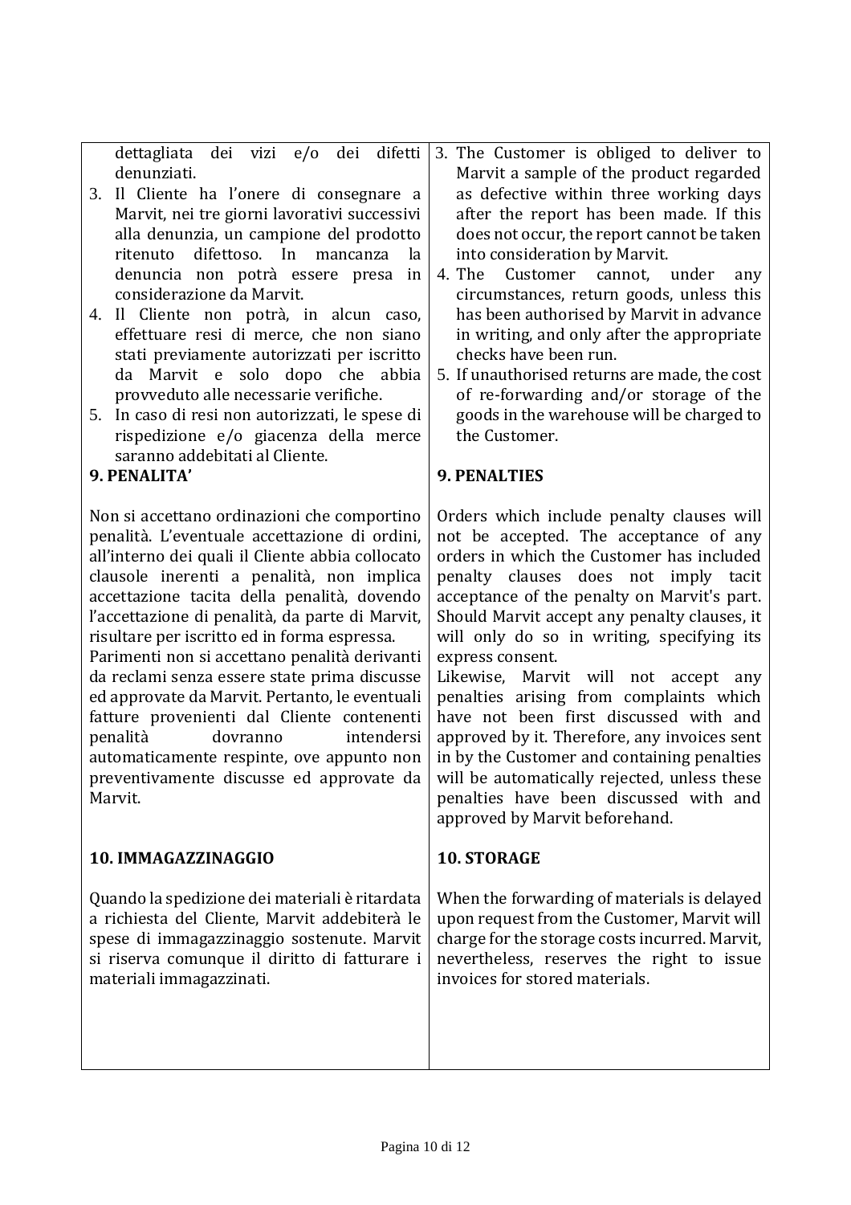dettagliata dei vizi e/o dei difetti denunziati.

3. Il Cliente ha l'onere di consegnare a Marvit, nei tre giorni lavorativi successivi alla denunzia, un campione del prodotto ritenuto difettoso. In mancanza la denuncia non potrà essere presa in considerazione da Marvit.
4. Il Cliente non potrà, in alcun caso, effettuare resi di merce, che non siano stati previamente autorizzati per iscritto da Marvit e solo dopo che abbia provveduto alle necessarie verifiche.
5. In caso di resi non autorizzati, le spese di rispedizione e/o giacenza della merce saranno addebitati al Cliente.

**9. PENALITA'**

Non si accettano ordinazioni che comportino penalità. L'eventuale accettazione di ordini, all'interno dei quali il Cliente abbia collocato clausole inerenti a penalità, non implica accettazione tacita della penalità, dovendo l'accettazione di penalità, da parte di Marvit, risultare per iscritto ed in forma espressa.
Parimenti non si accettano penalità derivanti da reclami senza essere state prima discusse ed approvate da Marvit. Pertanto, le eventuali fatture provenienti dal Cliente contenenti penalità dovranno intendersi automaticamente respinte, ove appunto non preventivamente discusse ed approvate da Marvit.

**10. IMMAGAZZINAGGIO**

Quando la spedizione dei materiali è ritardata a richiesta del Cliente, Marvit addebiterà le spese di immagazzinaggio sostenute. Marvit si riserva comunque il diritto di fatturare i materiali immagazzinati.

3. The Customer is obliged to deliver to Marvit a sample of the product regarded as defective within three working days after the report has been made. If this does not occur, the report cannot be taken into consideration by Marvit.
4. The Customer cannot, under any circumstances, return goods, unless this has been authorised by Marvit in advance in writing, and only after the appropriate checks have been run.
5. If unauthorised returns are made, the cost of re-forwarding and/or storage of the goods in the warehouse will be charged to the Customer.

**9. PENALTIES**

Orders which include penalty clauses will not be accepted. The acceptance of any orders in which the Customer has included penalty clauses does not imply tacit acceptance of the penalty on Marvit's part. Should Marvit accept any penalty clauses, it will only do so in writing, specifying its express consent.
Likewise, Marvit will not accept any penalties arising from complaints which have not been first discussed with and approved by it. Therefore, any invoices sent in by the Customer and containing penalties will be automatically rejected, unless these penalties have been discussed with and approved by Marvit beforehand.

**10. STORAGE**

When the forwarding of materials is delayed upon request from the Customer, Marvit will charge for the storage costs incurred. Marvit, nevertheless, reserves the right to issue invoices for stored materials.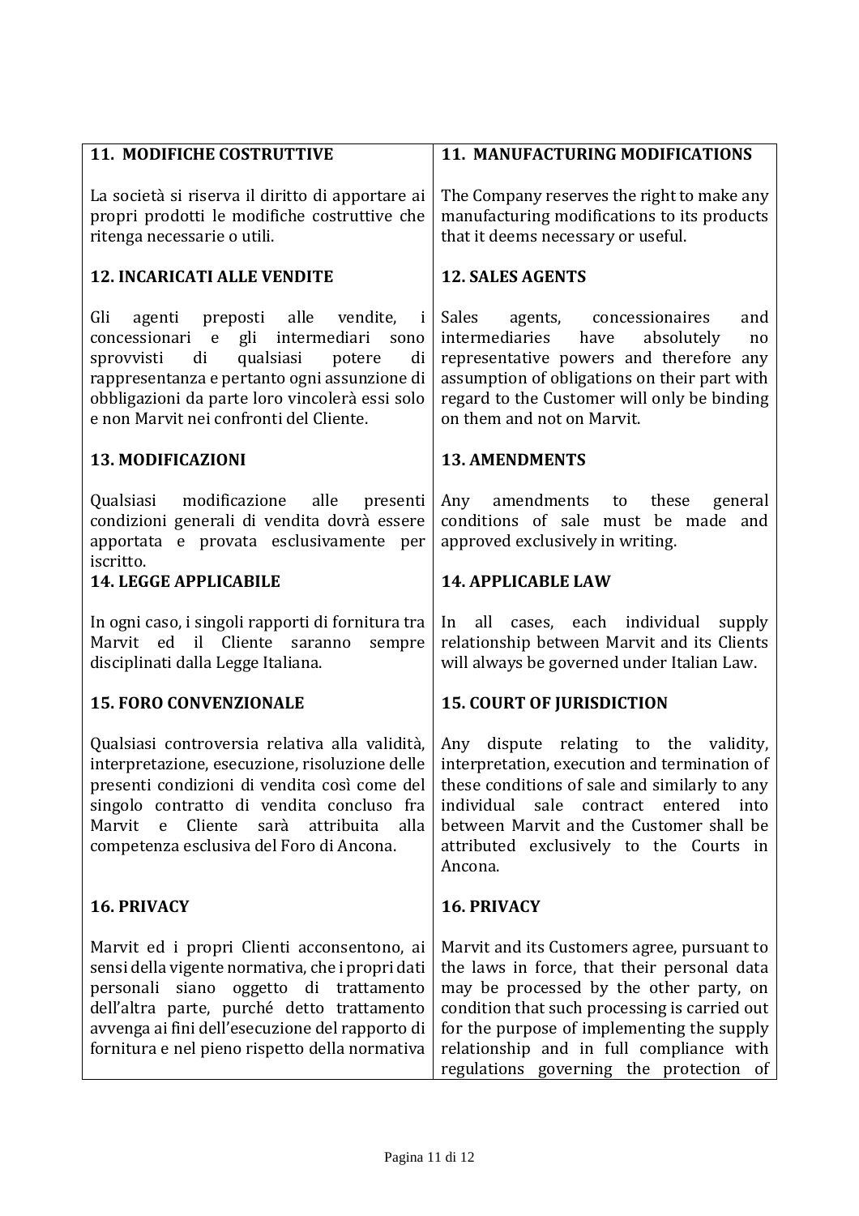| **11. MODIFICHE COSTRUTTIVE** | **11. MANUFACTURING MODIFICATIONS** |
|---|---|
| La società si riserva il diritto di apportare ai propri prodotti le modifiche costruttive che ritenga necessarie o utili. | The Company reserves the right to make any manufacturing modifications to its products that it deems necessary or useful. |
| **12. INCARICATI ALLE VENDITE** | **12. SALES AGENTS** |
| Gli agenti preposti alle vendite, i concessionari e gli intermediari sono sprovvisti di qualsiasi potere di rappresentanza e pertanto ogni assunzione di obbligazioni da parte loro vincolerà essi solo e non Marvit nei confronti del Cliente. | Sales agents, concessionaires and intermediaries have absolutely no representative powers and therefore any assumption of obligations on their part with regard to the Customer will only be binding on them and not on Marvit. |
| **13. MODIFICAZIONI** | **13. AMENDMENTS** |
| Qualsiasi modificazione alle presenti condizioni generali di vendita dovrà essere apportata e provata esclusivamente per iscritto. | Any amendments to these general conditions of sale must be made and approved exclusively in writing. |
| **14. LEGGE APPLICABILE** | **14. APPLICABLE LAW** |
| In ogni caso, i singoli rapporti di fornitura tra Marvit ed il Cliente saranno sempre disciplinati dalla Legge Italiana. | In all cases, each individual supply relationship between Marvit and its Clients will always be governed under Italian Law. |
| **15. FORO CONVENZIONALE** | **15. COURT OF JURISDICTION** |
| Qualsiasi controversia relativa alla validità, interpretazione, esecuzione, risoluzione delle presenti condizioni di vendita così come del singolo contratto di vendita concluso fra Marvit e Cliente sarà attribuita alla competenza esclusiva del Foro di Ancona. | Any dispute relating to the validity, interpretation, execution and termination of these conditions of sale and similarly to any individual sale contract entered into between Marvit and the Customer shall be attributed exclusively to the Courts in Ancona. |
| **16. PRIVACY** | **16. PRIVACY** |
| Marvit ed i propri Clienti acconsentono, ai sensi della vigente normativa, che i propri dati personali siano oggetto di trattamento dell'altra parte, purché detto trattamento avvenga ai fini dell'esecuzione del rapporto di fornitura e nel pieno rispetto della normativa | Marvit and its Customers agree, pursuant to the laws in force, that their personal data may be processed by the other party, on condition that such processing is carried out for the purpose of implementing the supply relationship and in full compliance with regulations governing the protection of |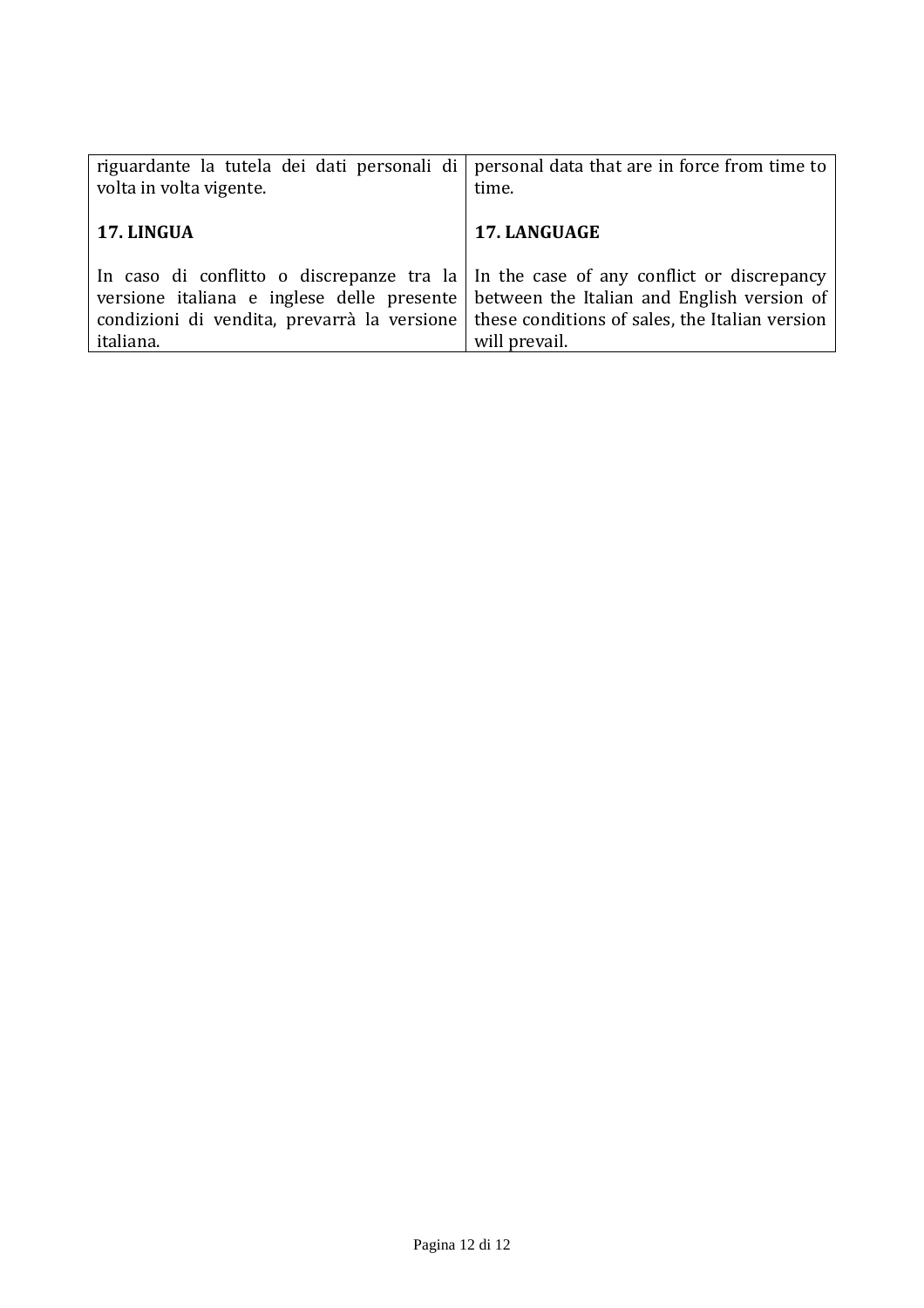| | |
|---|---|
| riguardante la tutela dei dati personali di volta in volta vigente. | personal data that are in force from time to time. |
| **17. LINGUA** | **17. LANGUAGE** |
| In caso di conflitto o discrepanze tra la versione italiana e inglese delle presente condizioni di vendita, prevarrà la versione italiana. | In the case of any conflict or discrepancy between the Italian and English version of these conditions of sales, the Italian version will prevail. |